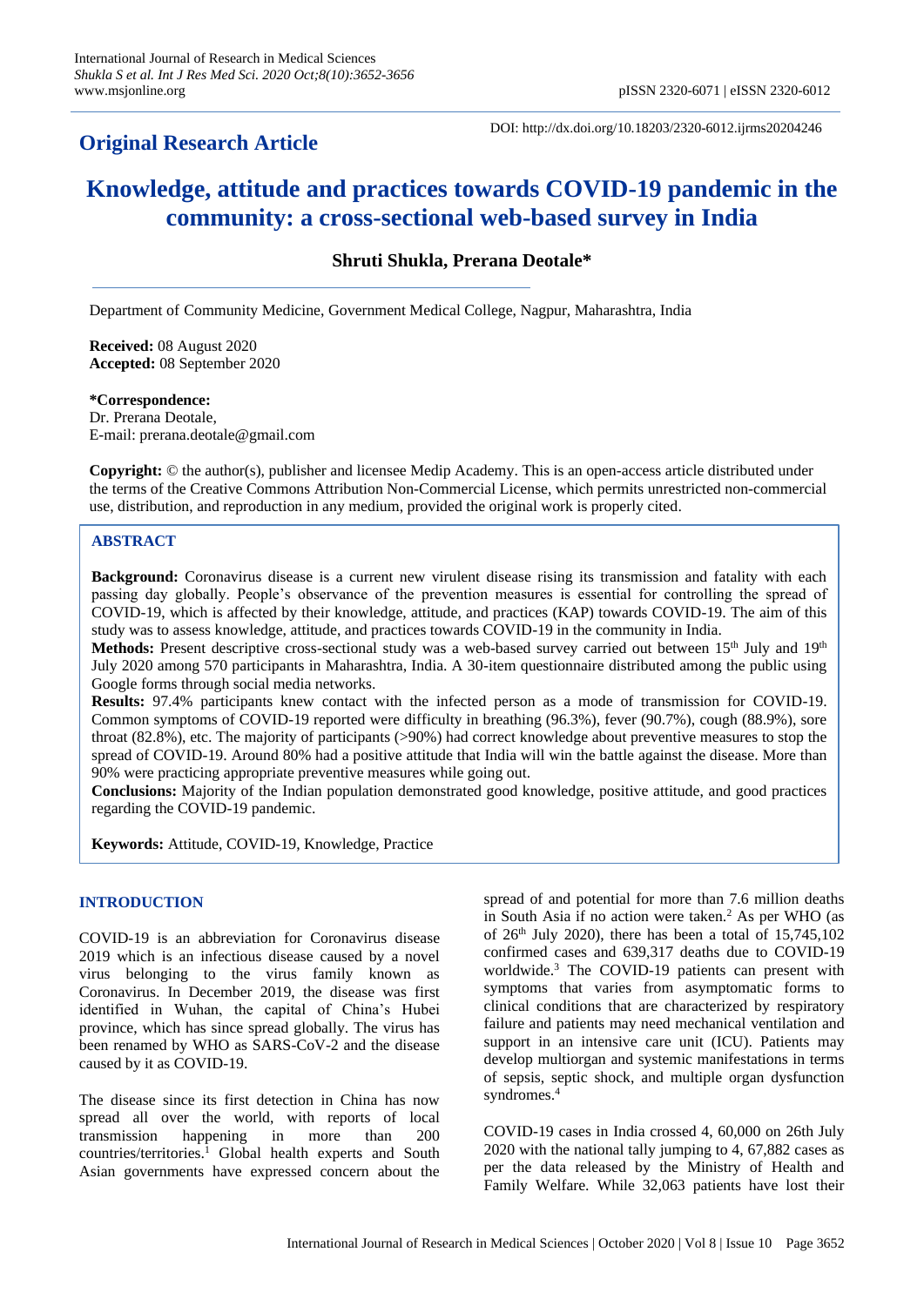**Original Research Article**

DOI: http://dx.doi.org/10.18203/2320-6012.ijrms20204246

# Knowledge, attitude and practices towards COVID-19 pandemic in the community: a cross-sectional web-based survey in India

**Shruti Shukla, Prerana Deotale***

Department of Community Medicine, Government Medical College, Nagpur, Maharashtra, India

**Received:** 08 August 2020
**Accepted:** 08 September 2020

**\*Correspondence:**
Dr. Prerana Deotale,
E-mail: prerana.deotale@gmail.com

**Copyright:** © the author(s), publisher and licensee Medip Academy. This is an open-access article distributed under the terms of the Creative Commons Attribution Non-Commercial License, which permits unrestricted non-commercial use, distribution, and reproduction in any medium, provided the original work is properly cited.

## ABSTRACT

**Background:** Coronavirus disease is a current new virulent disease rising its transmission and fatality with each passing day globally. People's observance of the prevention measures is essential for controlling the spread of COVID-19, which is affected by their knowledge, attitude, and practices (KAP) towards COVID-19. The aim of this study was to assess knowledge, attitude, and practices towards COVID-19 in the community in India.

**Methods:** Present descriptive cross-sectional study was a web-based survey carried out between 15th July and 19th July 2020 among 570 participants in Maharashtra, India. A 30-item questionnaire distributed among the public using Google forms through social media networks.

**Results:** 97.4% participants knew contact with the infected person as a mode of transmission for COVID-19. Common symptoms of COVID-19 reported were difficulty in breathing (96.3%), fever (90.7%), cough (88.9%), sore throat (82.8%), etc. The majority of participants (>90%) had correct knowledge about preventive measures to stop the spread of COVID-19. Around 80% had a positive attitude that India will win the battle against the disease. More than 90% were practicing appropriate preventive measures while going out.

**Conclusions:** Majority of the Indian population demonstrated good knowledge, positive attitude, and good practices regarding the COVID-19 pandemic.

**Keywords:** Attitude, COVID-19, Knowledge, Practice

## INTRODUCTION

COVID-19 is an abbreviation for Coronavirus disease 2019 which is an infectious disease caused by a novel virus belonging to the virus family known as Coronavirus. In December 2019, the disease was first identified in Wuhan, the capital of China's Hubei province, which has since spread globally. The virus has been renamed by WHO as SARS-CoV-2 and the disease caused by it as COVID-19.

The disease since its first detection in China has now spread all over the world, with reports of local transmission happening in more than 200 countries/territories.[1] Global health experts and South Asian governments have expressed concern about the spread of and potential for more than 7.6 million deaths in South Asia if no action were taken.[2] As per WHO (as of 26th July 2020), there has been a total of 15,745,102 confirmed cases and 639,317 deaths due to COVID-19 worldwide.[3] The COVID-19 patients can present with symptoms that varies from asymptomatic forms to clinical conditions that are characterized by respiratory failure and patients may need mechanical ventilation and support in an intensive care unit (ICU). Patients may develop multiorgan and systemic manifestations in terms of sepsis, septic shock, and multiple organ dysfunction syndromes.[4]

COVID-19 cases in India crossed 4, 60,000 on 26th July 2020 with the national tally jumping to 4, 67,882 cases as per the data released by the Ministry of Health and Family Welfare. While 32,063 patients have lost their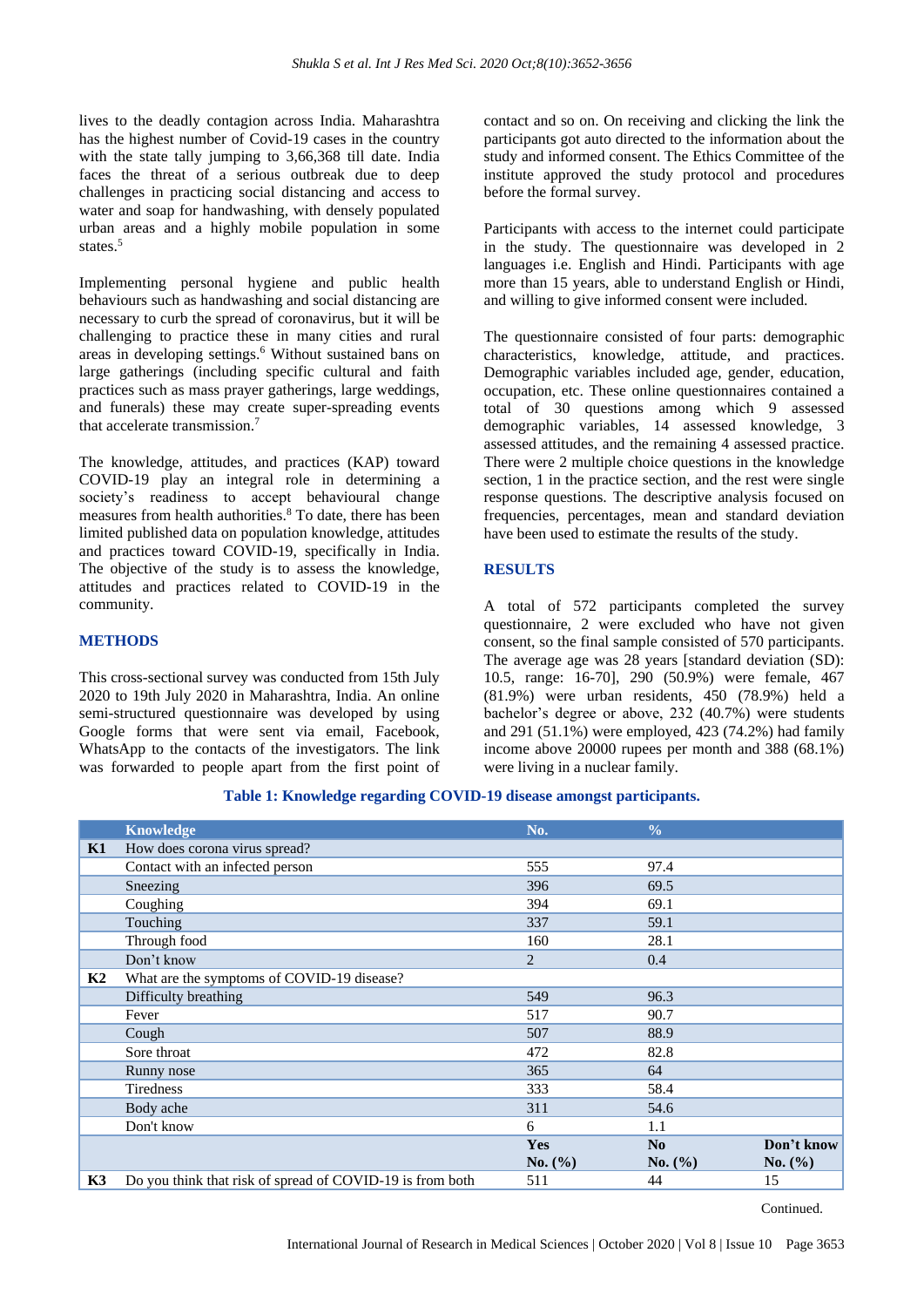lives to the deadly contagion across India. Maharashtra has the highest number of Covid-19 cases in the country with the state tally jumping to 3,66,368 till date. India faces the threat of a serious outbreak due to deep challenges in practicing social distancing and access to water and soap for handwashing, with densely populated urban areas and a highly mobile population in some states.[5]

Implementing personal hygiene and public health behaviours such as handwashing and social distancing are necessary to curb the spread of coronavirus, but it will be challenging to practice these in many cities and rural areas in developing settings.[6] Without sustained bans on large gatherings (including specific cultural and faith practices such as mass prayer gatherings, large weddings, and funerals) these may create super-spreading events that accelerate transmission.[7]

The knowledge, attitudes, and practices (KAP) toward COVID-19 play an integral role in determining a society's readiness to accept behavioural change measures from health authorities.[8] To date, there has been limited published data on population knowledge, attitudes and practices toward COVID-19, specifically in India. The objective of the study is to assess the knowledge, attitudes and practices related to COVID-19 in the community.

## METHODS

This cross-sectional survey was conducted from 15th July 2020 to 19th July 2020 in Maharashtra, India. An online semi-structured questionnaire was developed by using Google forms that were sent via email, Facebook, WhatsApp to the contacts of the investigators. The link was forwarded to people apart from the first point of contact and so on. On receiving and clicking the link the participants got auto directed to the information about the study and informed consent. The Ethics Committee of the institute approved the study protocol and procedures before the formal survey.

Participants with access to the internet could participate in the study. The questionnaire was developed in 2 languages i.e. English and Hindi. Participants with age more than 15 years, able to understand English or Hindi, and willing to give informed consent were included.

The questionnaire consisted of four parts: demographic characteristics, knowledge, attitude, and practices. Demographic variables included age, gender, education, occupation, etc. These online questionnaires contained a total of 30 questions among which 9 assessed demographic variables, 14 assessed knowledge, 3 assessed attitudes, and the remaining 4 assessed practice. There were 2 multiple choice questions in the knowledge section, 1 in the practice section, and the rest were single response questions. The descriptive analysis focused on frequencies, percentages, mean and standard deviation have been used to estimate the results of the study.

## RESULTS

A total of 572 participants completed the survey questionnaire, 2 were excluded who have not given consent, so the final sample consisted of 570 participants. The average age was 28 years [standard deviation (SD): 10.5, range: 16-70], 290 (50.9%) were female, 467 (81.9%) were urban residents, 450 (78.9%) held a bachelor's degree or above, 232 (40.7%) were students and 291 (51.1%) were employed, 423 (74.2%) had family income above 20000 rupees per month and 388 (68.1%) were living in a nuclear family.

**Table 1: Knowledge regarding COVID-19 disease amongst participants.**

| | Knowledge | No. | % | |
|---|---|---|---|---|
| K1 | How does corona virus spread? | | | |
| | Contact with an infected person | 555 | 97.4 | |
| | Sneezing | 396 | 69.5 | |
| | Coughing | 394 | 69.1 | |
| | Touching | 337 | 59.1 | |
| | Through food | 160 | 28.1 | |
| | Don't know | 2 | 0.4 | |
| K2 | What are the symptoms of COVID-19 disease? | | | |
| | Difficulty breathing | 549 | 96.3 | |
| | Fever | 517 | 90.7 | |
| | Cough | 507 | 88.9 | |
| | Sore throat | 472 | 82.8 | |
| | Runny nose | 365 | 64 | |
| | Tiredness | 333 | 58.4 | |
| | Body ache | 311 | 54.6 | |
| | Don't know | 6 | 1.1 | |
| | | **Yes No. (%)** | **No No. (%)** | **Don't know No. (%)** |
| K3 | Do you think that risk of spread of COVID-19 is from both | 511 | 44 | 15 |

Continued.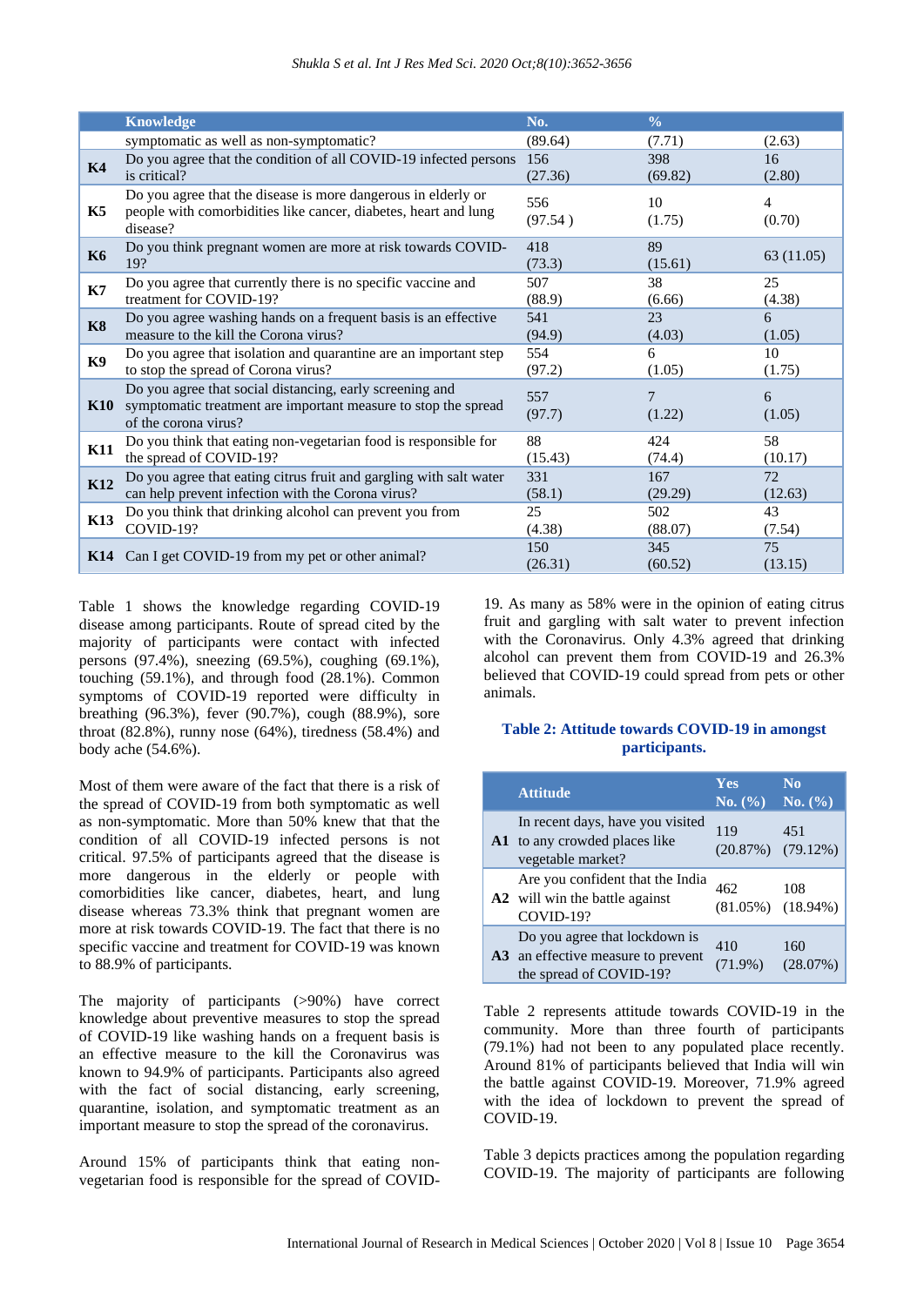| | Knowledge | No. | % | |
|---|---|---|---|---|
| | symptomatic as well as non-symptomatic? | (89.64) | (7.71) | (2.63) |
| **K4** | Do you agree that the condition of all COVID-19 infected persons is critical? | 156 (27.36) | 398 (69.82) | 16 (2.80) |
| **K5** | Do you agree that the disease is more dangerous in elderly or people with comorbidities like cancer, diabetes, heart and lung disease? | 556 (97.54 ) | 10 (1.75) | 4 (0.70) |
| **K6** | Do you think pregnant women are more at risk towards COVID-19? | 418 (73.3) | 89 (15.61) | 63 (11.05) |
| **K7** | Do you agree that currently there is no specific vaccine and treatment for COVID-19? | 507 (88.9) | 38 (6.66) | 25 (4.38) |
| **K8** | Do you agree washing hands on a frequent basis is an effective measure to the kill the Corona virus? | 541 (94.9) | 23 (4.03) | 6 (1.05) |
| **K9** | Do you agree that isolation and quarantine are an important step to stop the spread of Corona virus? | 554 (97.2) | 6 (1.05) | 10 (1.75) |
| **K10** | Do you agree that social distancing, early screening and symptomatic treatment are important measure to stop the spread of the corona virus? | 557 (97.7) | 7 (1.22) | 6 (1.05) |
| **K11** | Do you think that eating non-vegetarian food is responsible for the spread of COVID-19? | 88 (15.43) | 424 (74.4) | 58 (10.17) |
| **K12** | Do you agree that eating citrus fruit and gargling with salt water can help prevent infection with the Corona virus? | 331 (58.1) | 167 (29.29) | 72 (12.63) |
| **K13** | Do you think that drinking alcohol can prevent you from COVID-19? | 25 (4.38) | 502 (88.07) | 43 (7.54) |
| **K14** | Can I get COVID-19 from my pet or other animal? | 150 (26.31) | 345 (60.52) | 75 (13.15) |

Table 1 shows the knowledge regarding COVID-19 disease among participants. Route of spread cited by the majority of participants were contact with infected persons (97.4%), sneezing (69.5%), coughing (69.1%), touching (59.1%), and through food (28.1%). Common symptoms of COVID-19 reported were difficulty in breathing (96.3%), fever (90.7%), cough (88.9%), sore throat (82.8%), runny nose (64%), tiredness (58.4%) and body ache (54.6%).

Most of them were aware of the fact that there is a risk of the spread of COVID-19 from both symptomatic as well as non-symptomatic. More than 50% knew that that the condition of all COVID-19 infected persons is not critical. 97.5% of participants agreed that the disease is more dangerous in the elderly or people with comorbidities like cancer, diabetes, heart, and lung disease whereas 73.3% think that pregnant women are more at risk towards COVID-19. The fact that there is no specific vaccine and treatment for COVID-19 was known to 88.9% of participants.

The majority of participants (>90%) have correct knowledge about preventive measures to stop the spread of COVID-19 like washing hands on a frequent basis is an effective measure to the kill the Coronavirus was known to 94.9% of participants. Participants also agreed with the fact of social distancing, early screening, quarantine, isolation, and symptomatic treatment as an important measure to stop the spread of the coronavirus.

Around 15% of participants think that eating non-vegetarian food is responsible for the spread of COVID-19. As many as 58% were in the opinion of eating citrus fruit and gargling with salt water to prevent infection with the Coronavirus. Only 4.3% agreed that drinking alcohol can prevent them from COVID-19 and 26.3% believed that COVID-19 could spread from pets or other animals.

**Table 2: Attitude towards COVID-19 in amongst participants.**

| | Attitude | Yes No. (%) | No No. (%) |
|---|---|---|---|
| **A1** | In recent days, have you visited to any crowded places like vegetable market? | 119 (20.87%) | 451 (79.12%) |
| **A2** | Are you confident that the India will win the battle against COVID-19? | 462 (81.05%) | 108 (18.94%) |
| **A3** | Do you agree that lockdown is an effective measure to prevent the spread of COVID-19? | 410 (71.9%) | 160 (28.07%) |

Table 2 represents attitude towards COVID-19 in the community. More than three fourth of participants (79.1%) had not been to any populated place recently. Around 81% of participants believed that India will win the battle against COVID-19. Moreover, 71.9% agreed with the idea of lockdown to prevent the spread of COVID-19.

Table 3 depicts practices among the population regarding COVID-19. The majority of participants are following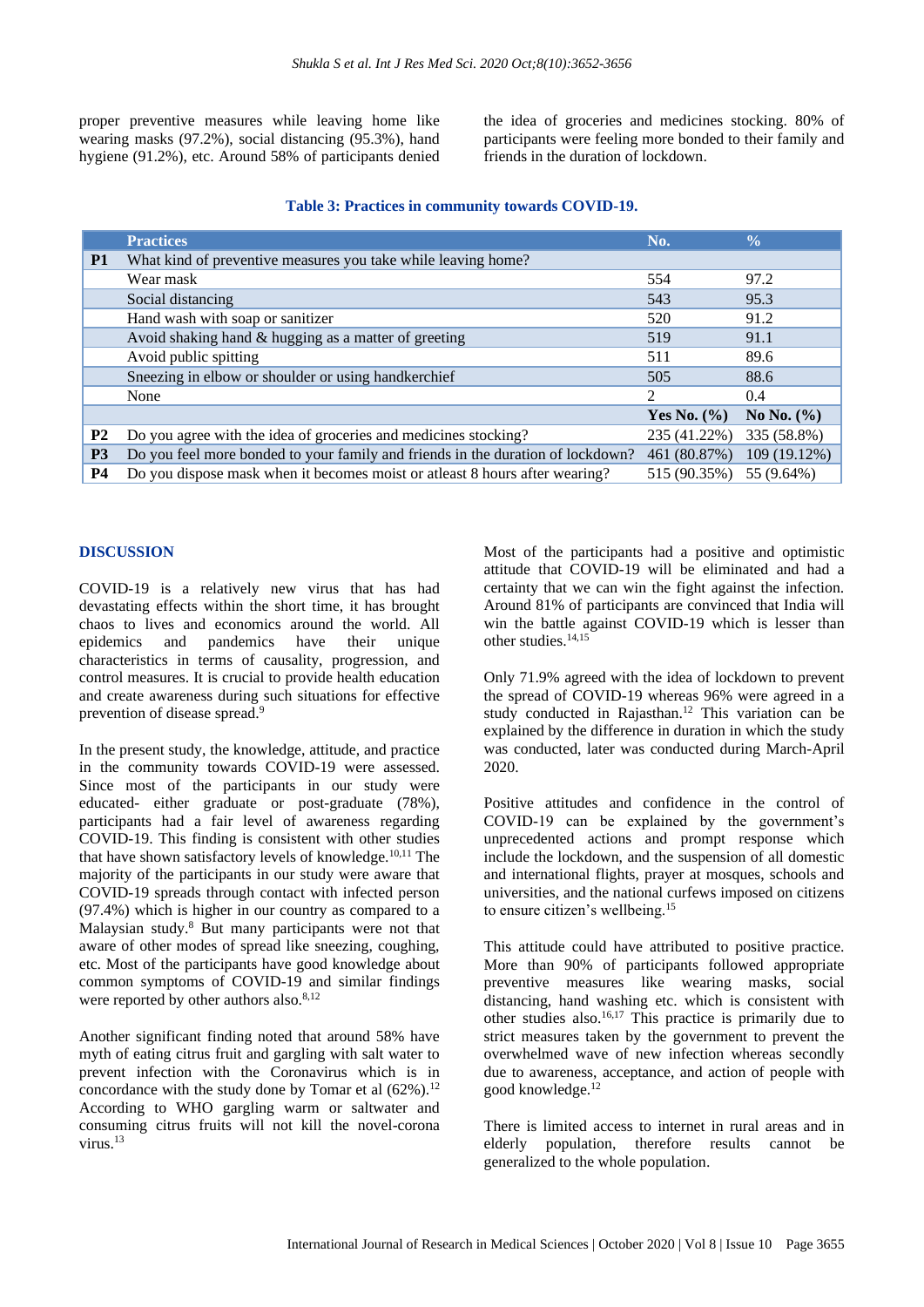proper preventive measures while leaving home like wearing masks (97.2%), social distancing (95.3%), hand hygiene (91.2%), etc. Around 58% of participants denied the idea of groceries and medicines stocking. 80% of participants were feeling more bonded to their family and friends in the duration of lockdown.

**Table 3: Practices in community towards COVID-19.**

| | Practices | No. | % |
|---|---|---|---|
| **P1** | What kind of preventive measures you take while leaving home? | | |
| | Wear mask | 554 | 97.2 |
| | Social distancing | 543 | 95.3 |
| | Hand wash with soap or sanitizer | 520 | 91.2 |
| | Avoid shaking hand & hugging as a matter of greeting | 519 | 91.1 |
| | Avoid public spitting | 511 | 89.6 |
| | Sneezing in elbow or shoulder or using handkerchief | 505 | 88.6 |
| | None | 2 | 0.4 |
| | | **Yes No. (%)** | **No No. (%)** |
| **P2** | Do you agree with the idea of groceries and medicines stocking? | 235 (41.22%) | 335 (58.8%) |
| **P3** | Do you feel more bonded to your family and friends in the duration of lockdown? | 461 (80.87%) | 109 (19.12%) |
| **P4** | Do you dispose mask when it becomes moist or atleast 8 hours after wearing? | 515 (90.35%) | 55 (9.64%) |

## DISCUSSION

COVID-19 is a relatively new virus that has had devastating effects within the short time, it has brought chaos to lives and economics around the world. All epidemics and pandemics have their unique characteristics in terms of causality, progression, and control measures. It is crucial to provide health education and create awareness during such situations for effective prevention of disease spread.[9]

In the present study, the knowledge, attitude, and practice in the community towards COVID-19 were assessed. Since most of the participants in our study were educated- either graduate or post-graduate (78%), participants had a fair level of awareness regarding COVID-19. This finding is consistent with other studies that have shown satisfactory levels of knowledge.[10,11] The majority of the participants in our study were aware that COVID-19 spreads through contact with infected person (97.4%) which is higher in our country as compared to a Malaysian study.[8] But many participants were not that aware of other modes of spread like sneezing, coughing, etc. Most of the participants have good knowledge about common symptoms of COVID-19 and similar findings were reported by other authors also.[8,12]

Another significant finding noted that around 58% have myth of eating citrus fruit and gargling with salt water to prevent infection with the Coronavirus which is in concordance with the study done by Tomar et al (62%).[12] According to WHO gargling warm or saltwater and consuming citrus fruits will not kill the novel-corona virus.[13]

Most of the participants had a positive and optimistic attitude that COVID-19 will be eliminated and had a certainty that we can win the fight against the infection. Around 81% of participants are convinced that India will win the battle against COVID-19 which is lesser than other studies.[14,15]

Only 71.9% agreed with the idea of lockdown to prevent the spread of COVID-19 whereas 96% were agreed in a study conducted in Rajasthan.[12] This variation can be explained by the difference in duration in which the study was conducted, later was conducted during March-April 2020.

Positive attitudes and confidence in the control of COVID-19 can be explained by the government's unprecedented actions and prompt response which include the lockdown, and the suspension of all domestic and international flights, prayer at mosques, schools and universities, and the national curfews imposed on citizens to ensure citizen's wellbeing.[15]

This attitude could have attributed to positive practice. More than 90% of participants followed appropriate preventive measures like wearing masks, social distancing, hand washing etc. which is consistent with other studies also.[16,17] This practice is primarily due to strict measures taken by the government to prevent the overwhelmed wave of new infection whereas secondly due to awareness, acceptance, and action of people with good knowledge.[12]

There is limited access to internet in rural areas and in elderly population, therefore results cannot be generalized to the whole population.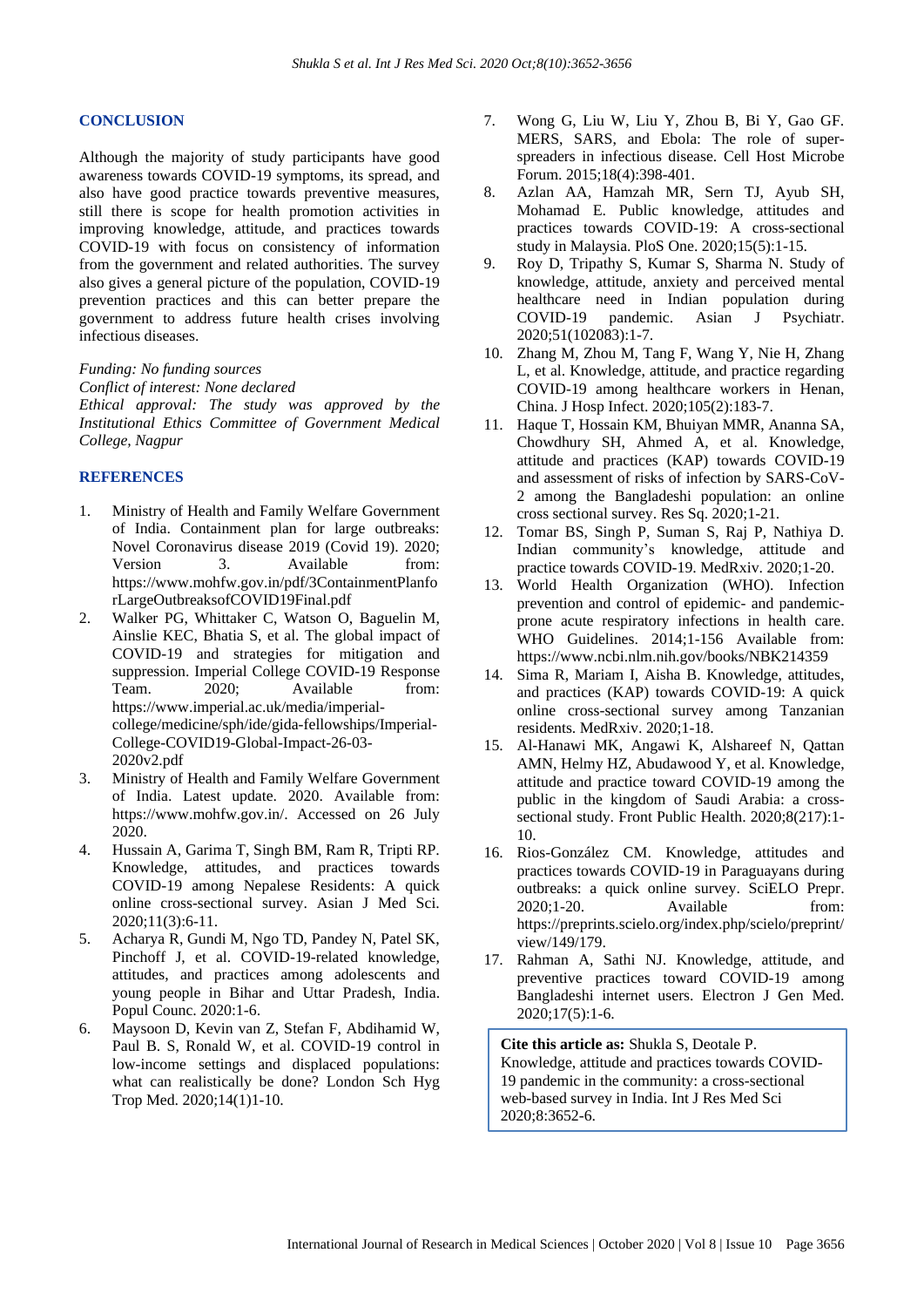## CONCLUSION

Although the majority of study participants have good awareness towards COVID-19 symptoms, its spread, and also have good practice towards preventive measures, still there is scope for health promotion activities in improving knowledge, attitude, and practices towards COVID-19 with focus on consistency of information from the government and related authorities. The survey also gives a general picture of the population, COVID-19 prevention practices and this can better prepare the government to address future health crises involving infectious diseases.

*Funding: No funding sources*
*Conflict of interest: None declared*
*Ethical approval: The study was approved by the Institutional Ethics Committee of Government Medical College, Nagpur*

## REFERENCES

1. Ministry of Health and Family Welfare Government of India. Containment plan for large outbreaks: Novel Coronavirus disease 2019 (Covid 19). 2020; Version 3. Available from: https://www.mohfw.gov.in/pdf/3ContainmentPlanforLargeOutbreaksofCOVID19Final.pdf
2. Walker PG, Whittaker C, Watson O, Baguelin M, Ainslie KEC, Bhatia S, et al. The global impact of COVID-19 and strategies for mitigation and suppression. Imperial College COVID-19 Response Team. 2020; Available from: https://www.imperial.ac.uk/media/imperial-college/medicine/sph/ide/gida-fellowships/Imperial-College-COVID19-Global-Impact-26-03-2020v2.pdf
3. Ministry of Health and Family Welfare Government of India. Latest update. 2020. Available from: https://www.mohfw.gov.in/. Accessed on 26 July 2020.
4. Hussain A, Garima T, Singh BM, Ram R, Tripti RP. Knowledge, attitudes, and practices towards COVID-19 among Nepalese Residents: A quick online cross-sectional survey. Asian J Med Sci. 2020;11(3):6-11.
5. Acharya R, Gundi M, Ngo TD, Pandey N, Patel SK, Pinchoff J, et al. COVID-19-related knowledge, attitudes, and practices among adolescents and young people in Bihar and Uttar Pradesh, India. Popul Counc. 2020:1-6.
6. Maysoon D, Kevin van Z, Stefan F, Abdihamid W, Paul B. S, Ronald W, et al. COVID-19 control in low-income settings and displaced populations: what can realistically be done? London Sch Hyg Trop Med. 2020;14(1)1-10.
7. Wong G, Liu W, Liu Y, Zhou B, Bi Y, Gao GF. MERS, SARS, and Ebola: The role of super-spreaders in infectious disease. Cell Host Microbe Forum. 2015;18(4):398-401.
8. Azlan AA, Hamzah MR, Sern TJ, Ayub SH, Mohamad E. Public knowledge, attitudes and practices towards COVID-19: A cross-sectional study in Malaysia. PloS One. 2020;15(5):1-15.
9. Roy D, Tripathy S, Kumar S, Sharma N. Study of knowledge, attitude, anxiety and perceived mental healthcare need in Indian population during COVID-19 pandemic. Asian J Psychiatr. 2020;51(102083):1-7.
10. Zhang M, Zhou M, Tang F, Wang Y, Nie H, Zhang L, et al. Knowledge, attitude, and practice regarding COVID-19 among healthcare workers in Henan, China. J Hosp Infect. 2020;105(2):183-7.
11. Haque T, Hossain KM, Bhuiyan MMR, Ananna SA, Chowdhury SH, Ahmed A, et al. Knowledge, attitude and practices (KAP) towards COVID-19 and assessment of risks of infection by SARS-CoV-2 among the Bangladeshi population: an online cross sectional survey. Res Sq. 2020;1-21.
12. Tomar BS, Singh P, Suman S, Raj P, Nathiya D. Indian community's knowledge, attitude and practice towards COVID-19. MedRxiv. 2020;1-20.
13. World Health Organization (WHO). Infection prevention and control of epidemic- and pandemic-prone acute respiratory infections in health care. WHO Guidelines. 2014;1-156 Available from: https://www.ncbi.nlm.nih.gov/books/NBK214359
14. Sima R, Mariam I, Aisha B. Knowledge, attitudes, and practices (KAP) towards COVID-19: A quick online cross-sectional survey among Tanzanian residents. MedRxiv. 2020;1-18.
15. Al-Hanawi MK, Angawi K, Alshareef N, Qattan AMN, Helmy HZ, Abudawood Y, et al. Knowledge, attitude and practice toward COVID-19 among the public in the kingdom of Saudi Arabia: a cross-sectional study. Front Public Health. 2020;8(217):1-10.
16. Rios-González CM. Knowledge, attitudes and practices towards COVID-19 in Paraguayans during outbreaks: a quick online survey. SciELO Prepr. 2020;1-20. Available from: https://preprints.scielo.org/index.php/scielo/preprint/view/149/179.
17. Rahman A, Sathi NJ. Knowledge, attitude, and preventive practices toward COVID-19 among Bangladeshi internet users. Electron J Gen Med. 2020;17(5):1-6.

**Cite this article as:** Shukla S, Deotale P. Knowledge, attitude and practices towards COVID-19 pandemic in the community: a cross-sectional web-based survey in India. Int J Res Med Sci 2020;8:3652-6.